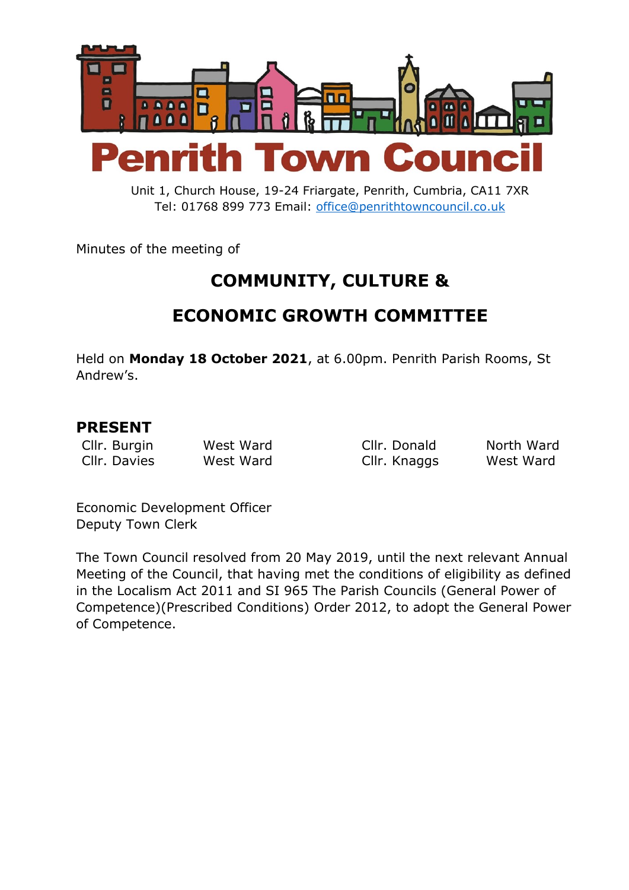# Penrith Town Council

Unit 1, Church House, 19-24 Friargate, Penrith, Cumbria, CA11 7XR
Tel: 01768 899 773 Email: office@penrithtowncouncil.co.uk

Minutes of the meeting of

## COMMUNITY, CULTURE &

## ECONOMIC GROWTH COMMITTEE

Held on **Monday 18 October 2021**, at 6.00pm. Penrith Parish Rooms, St Andrew's.

### PRESENT

| | | | |
|---|---|---|---|
| Cllr. Burgin | West Ward | Cllr. Donald | North Ward |
| Cllr. Davies | West Ward | Cllr. Knaggs | West Ward |

Economic Development Officer
Deputy Town Clerk

The Town Council resolved from 20 May 2019, until the next relevant Annual Meeting of the Council, that having met the conditions of eligibility as defined in the Localism Act 2011 and SI 965 The Parish Councils (General Power of Competence)(Prescribed Conditions) Order 2012, to adopt the General Power of Competence.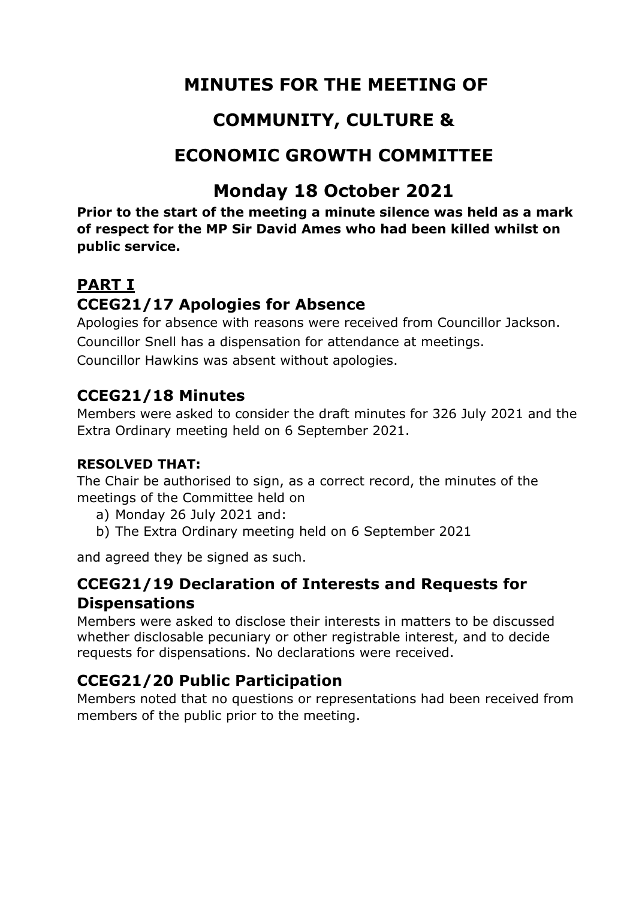# MINUTES FOR THE MEETING OF

# COMMUNITY, CULTURE &

# ECONOMIC GROWTH COMMITTEE

# Monday 18 October 2021

**Prior to the start of the meeting a minute silence was held as a mark of respect for the MP Sir David Ames who had been killed whilst on public service.**

## PART I

### CCEG21/17 Apologies for Absence

Apologies for absence with reasons were received from Councillor Jackson.

Councillor Snell has a dispensation for attendance at meetings.

Councillor Hawkins was absent without apologies.

### CCEG21/18 Minutes

Members were asked to consider the draft minutes for 326 July 2021 and the Extra Ordinary meeting held on 6 September 2021.

**RESOLVED THAT:**

The Chair be authorised to sign, as a correct record, the minutes of the meetings of the Committee held on

a) Monday 26 July 2021 and:
b) The Extra Ordinary meeting held on 6 September 2021

and agreed they be signed as such.

### CCEG21/19 Declaration of Interests and Requests for Dispensations

Members were asked to disclose their interests in matters to be discussed whether disclosable pecuniary or other registrable interest, and to decide requests for dispensations. No declarations were received.

### CCEG21/20 Public Participation

Members noted that no questions or representations had been received from members of the public prior to the meeting.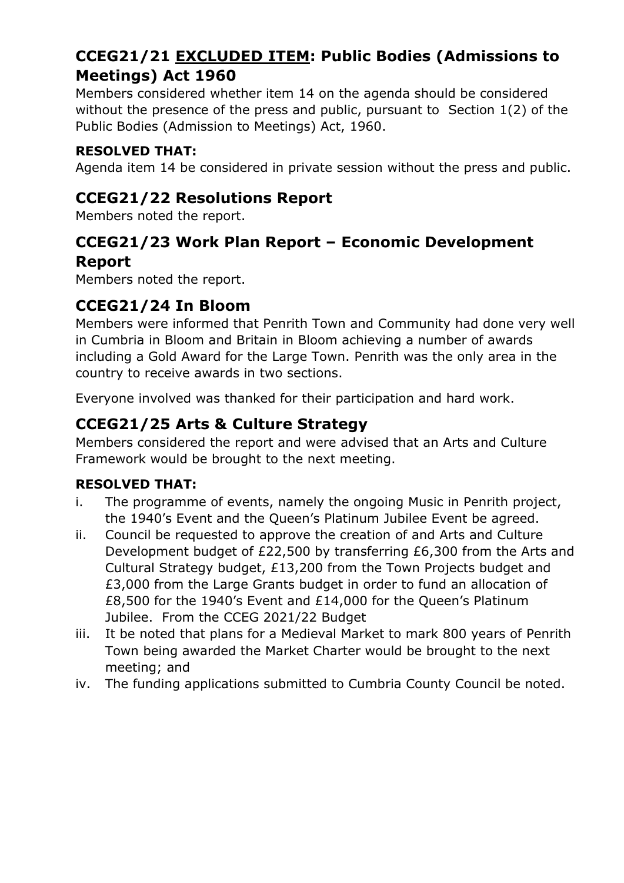## CCEG21/21 <u>EXCLUDED ITEM</u>: Public Bodies (Admissions to Meetings) Act 1960

Members considered whether item 14 on the agenda should be considered without the presence of the press and public, pursuant to  Section 1(2) of the Public Bodies (Admission to Meetings) Act, 1960.

**RESOLVED THAT:**

Agenda item 14 be considered in private session without the press and public.

## CCEG21/22 Resolutions Report

Members noted the report.

## CCEG21/23 Work Plan Report – Economic Development Report

Members noted the report.

## CCEG21/24 In Bloom

Members were informed that Penrith Town and Community had done very well in Cumbria in Bloom and Britain in Bloom achieving a number of awards including a Gold Award for the Large Town. Penrith was the only area in the country to receive awards in two sections.

Everyone involved was thanked for their participation and hard work.

## CCEG21/25 Arts & Culture Strategy

Members considered the report and were advised that an Arts and Culture Framework would be brought to the next meeting.

**RESOLVED THAT:**

i. The programme of events, namely the ongoing Music in Penrith project, the 1940's Event and the Queen's Platinum Jubilee Event be agreed.
ii. Council be requested to approve the creation of and Arts and Culture Development budget of £22,500 by transferring £6,300 from the Arts and Cultural Strategy budget, £13,200 from the Town Projects budget and £3,000 from the Large Grants budget in order to fund an allocation of £8,500 for the 1940's Event and £14,000 for the Queen's Platinum Jubilee.  From the CCEG 2021/22 Budget
iii. It be noted that plans for a Medieval Market to mark 800 years of Penrith Town being awarded the Market Charter would be brought to the next meeting; and
iv. The funding applications submitted to Cumbria County Council be noted.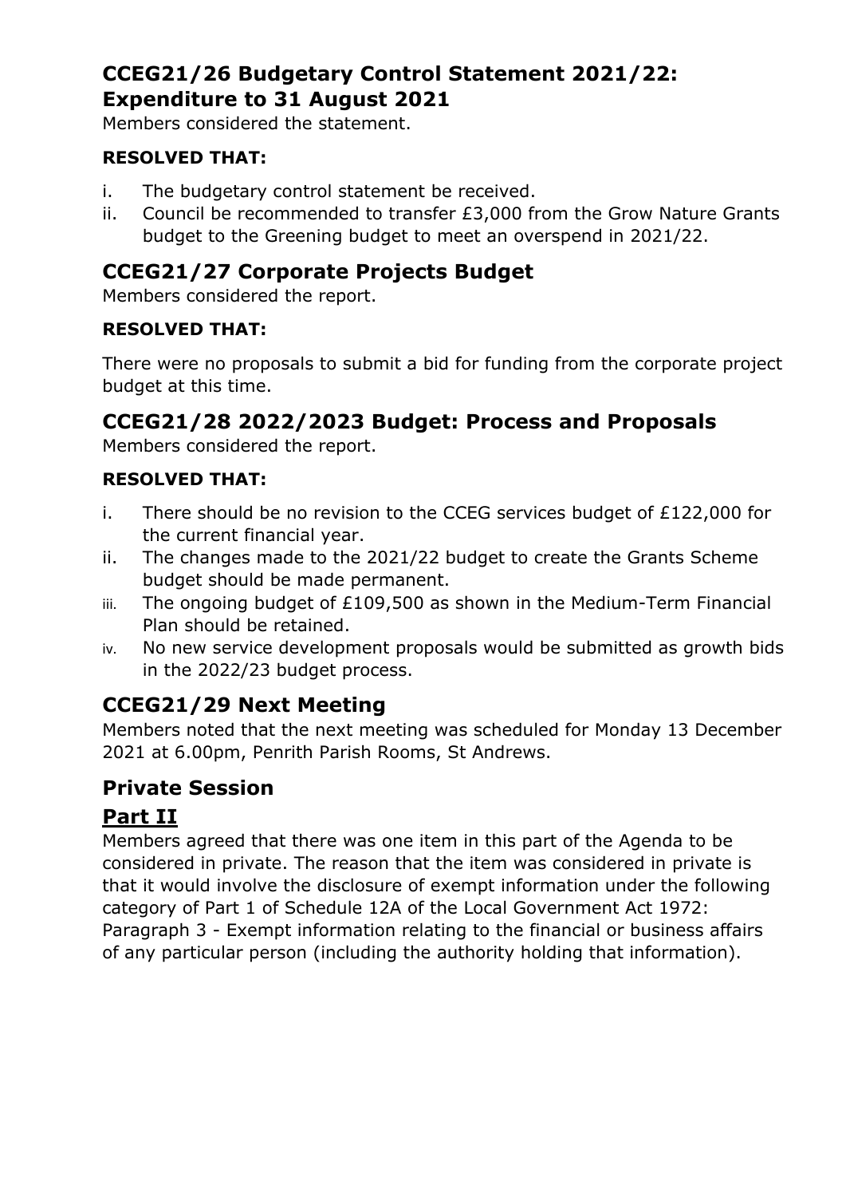## CCEG21/26 Budgetary Control Statement 2021/22: Expenditure to 31 August 2021

Members considered the statement.

**RESOLVED THAT:**

i. The budgetary control statement be received.
ii. Council be recommended to transfer £3,000 from the Grow Nature Grants budget to the Greening budget to meet an overspend in 2021/22.

## CCEG21/27 Corporate Projects Budget

Members considered the report.

**RESOLVED THAT:**

There were no proposals to submit a bid for funding from the corporate project budget at this time.

## CCEG21/28 2022/2023 Budget: Process and Proposals

Members considered the report.

**RESOLVED THAT:**

i. There should be no revision to the CCEG services budget of £122,000 for the current financial year.
ii. The changes made to the 2021/22 budget to create the Grants Scheme budget should be made permanent.
iii. The ongoing budget of £109,500 as shown in the Medium-Term Financial Plan should be retained.
iv. No new service development proposals would be submitted as growth bids in the 2022/23 budget process.

## CCEG21/29 Next Meeting

Members noted that the next meeting was scheduled for Monday 13 December 2021 at 6.00pm, Penrith Parish Rooms, St Andrews.

## Private Session

## Part II

Members agreed that there was one item in this part of the Agenda to be considered in private. The reason that the item was considered in private is that it would involve the disclosure of exempt information under the following category of Part 1 of Schedule 12A of the Local Government Act 1972: Paragraph 3 - Exempt information relating to the financial or business affairs of any particular person (including the authority holding that information).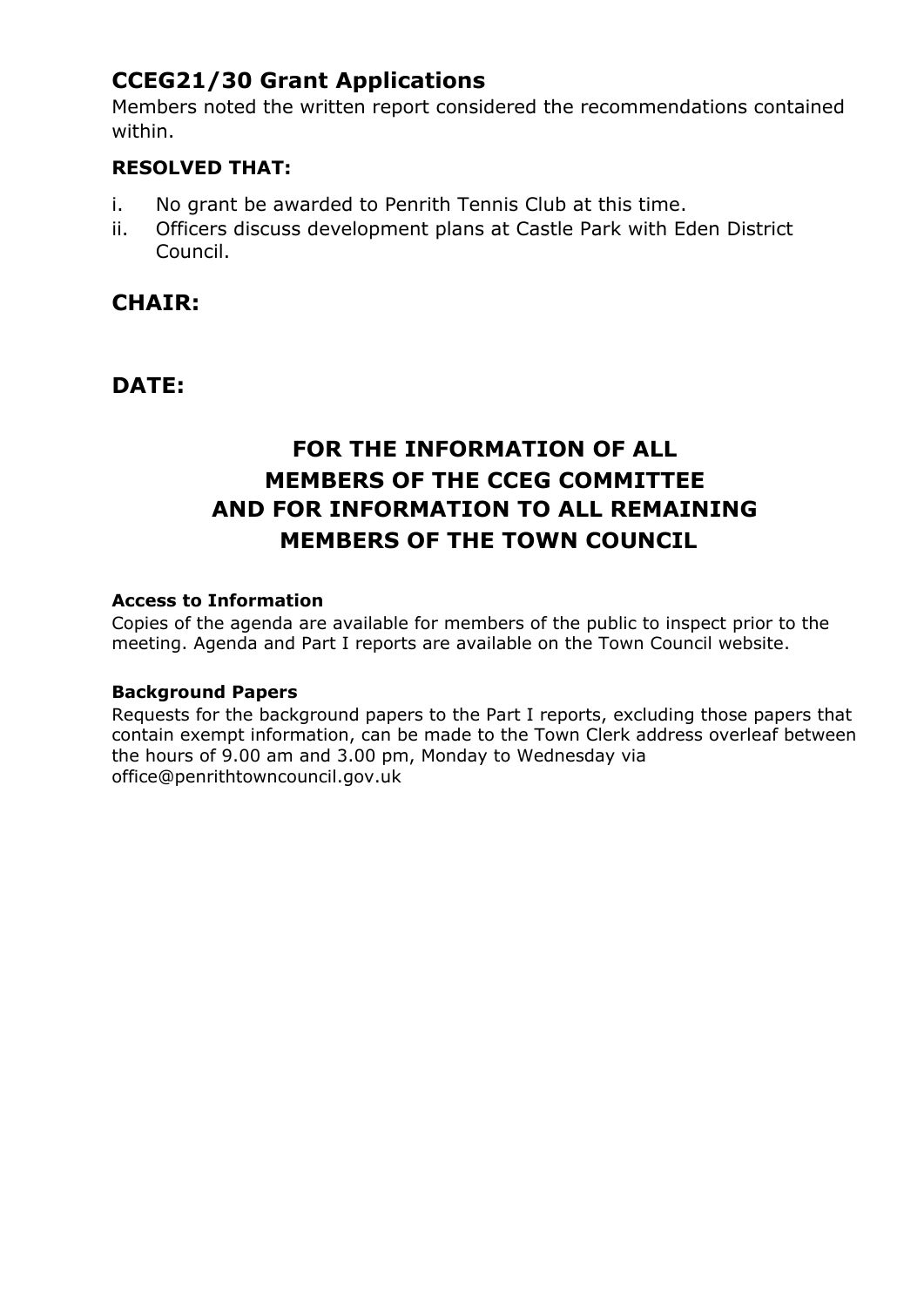## CCEG21/30 Grant Applications

Members noted the written report considered the recommendations contained within.

**RESOLVED THAT:**

i. No grant be awarded to Penrith Tennis Club at this time.
ii. Officers discuss development plans at Castle Park with Eden District Council.

## CHAIR:

## DATE:

## FOR THE INFORMATION OF ALL MEMBERS OF THE CCEG COMMITTEE AND FOR INFORMATION TO ALL REMAINING MEMBERS OF THE TOWN COUNCIL

**Access to Information**

Copies of the agenda are available for members of the public to inspect prior to the meeting. Agenda and Part I reports are available on the Town Council website.

**Background Papers**

Requests for the background papers to the Part I reports, excluding those papers that contain exempt information, can be made to the Town Clerk address overleaf between the hours of 9.00 am and 3.00 pm, Monday to Wednesday via office@penrithtowncouncil.gov.uk